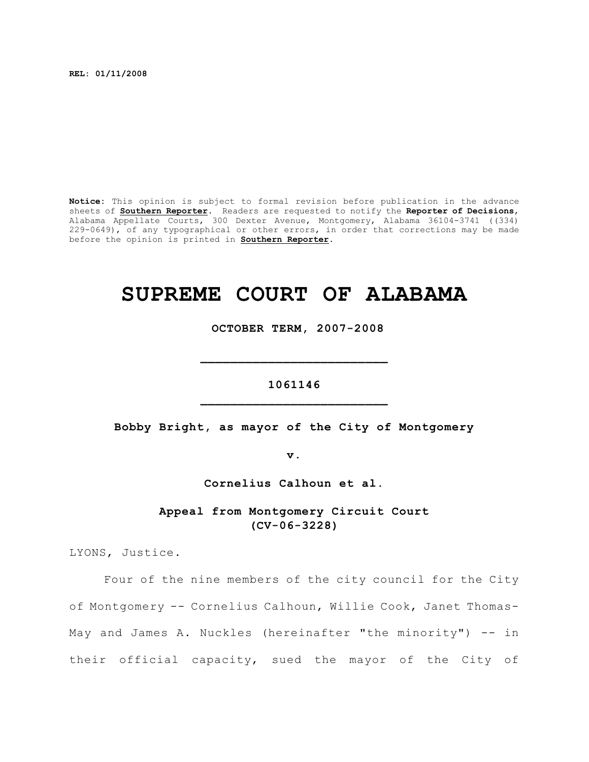REL: 01/11/2008

**Notice:** This opinion is subject to formal revision before publication in the advance sheets of **Southern Reporter**. Readers are requested to notify the **Reporter of Decisions**, Alabama Appellate Courts, 300 Dexter Avenue, Montgomery, Alabama 36104-3741 ((334) 229-0649), of any typographical or other errors, in order that corrections may be made before the opinion is printed in **Southern Reporter**.

# SUPREME COURT OF ALABAMA

**OCTOBER TERM, 2007-2008**

**1061146**

**Bobby Bright, as mayor of the City of Montgomery**

**v.**

**Cornelius Calhoun et al.**

**Appeal from Montgomery Circuit Court (CV-06-3228)**

LYONS, Justice.

Four of the nine members of the city council for the City of Montgomery -- Cornelius Calhoun, Willie Cook, Janet Thomas-May and James A. Nuckles (hereinafter "the minority") -- in their official capacity, sued the mayor of the City of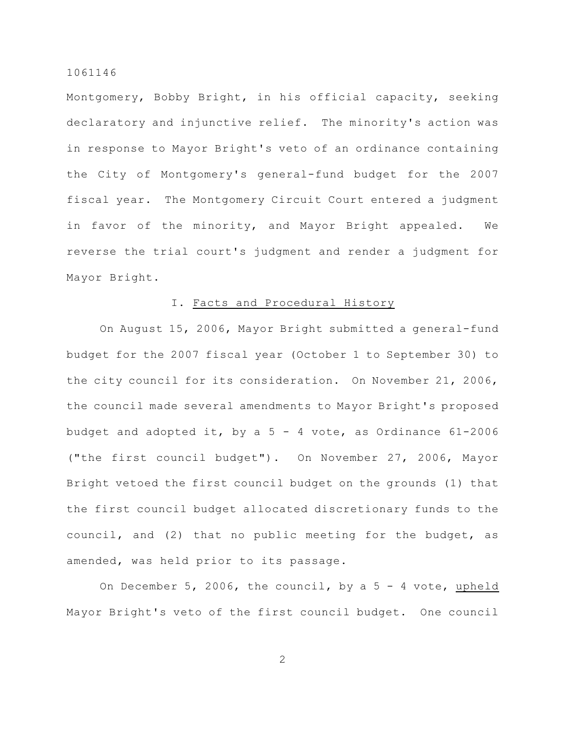Montgomery, Bobby Bright, in his official capacity, seeking declaratory and injunctive relief. The minority's action was in response to Mayor Bright's veto of an ordinance containing the City of Montgomery's general-fund budget for the 2007 fiscal year. The Montgomery Circuit Court entered a judgment in favor of the minority, and Mayor Bright appealed. We reverse the trial court's judgment and render a judgment for Mayor Bright.

## I. Facts and Procedural History

On August 15, 2006, Mayor Bright submitted a general-fund budget for the 2007 fiscal year (October 1 to September 30) to the city council for its consideration. On November 21, 2006, the council made several amendments to Mayor Bright's proposed budget and adopted it, by a 5 - 4 vote, as Ordinance 61-2006 ("the first council budget"). On November 27, 2006, Mayor Bright vetoed the first council budget on the grounds (1) that the first council budget allocated discretionary funds to the council, and (2) that no public meeting for the budget, as amended, was held prior to its passage.

On December 5, 2006, the council, by a 5 - 4 vote, upheld Mayor Bright's veto of the first council budget. One council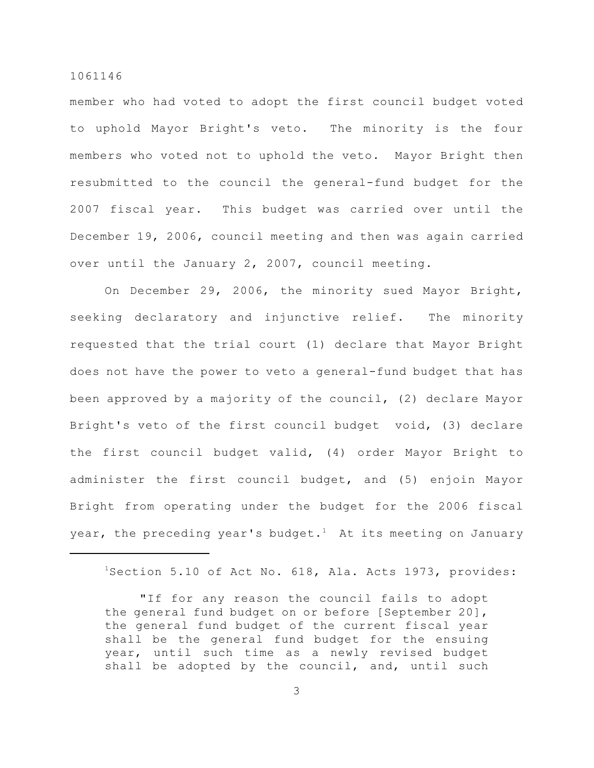member who had voted to adopt the first council budget voted to uphold Mayor Bright's veto. The minority is the four members who voted not to uphold the veto. Mayor Bright then resubmitted to the council the general-fund budget for the 2007 fiscal year. This budget was carried over until the December 19, 2006, council meeting and then was again carried over until the January 2, 2007, council meeting.

On December 29, 2006, the minority sued Mayor Bright, seeking declaratory and injunctive relief. The minority requested that the trial court (1) declare that Mayor Bright does not have the power to veto a general-fund budget that has been approved by a majority of the council, (2) declare Mayor Bright's veto of the first council budget void, (3) declare the first council budget valid, (4) order Mayor Bright to administer the first council budget, and (5) enjoin Mayor Bright from operating under the budget for the 2006 fiscal year, the preceding year's budget.[1] At its meeting on January

---

[1]Section 5.10 of Act No. 618, Ala. Acts 1973, provides:

> "If for any reason the council fails to adopt the general fund budget on or before [September 20], the general fund budget of the current fiscal year shall be the general fund budget for the ensuing year, until such time as a newly revised budget shall be adopted by the council, and, until such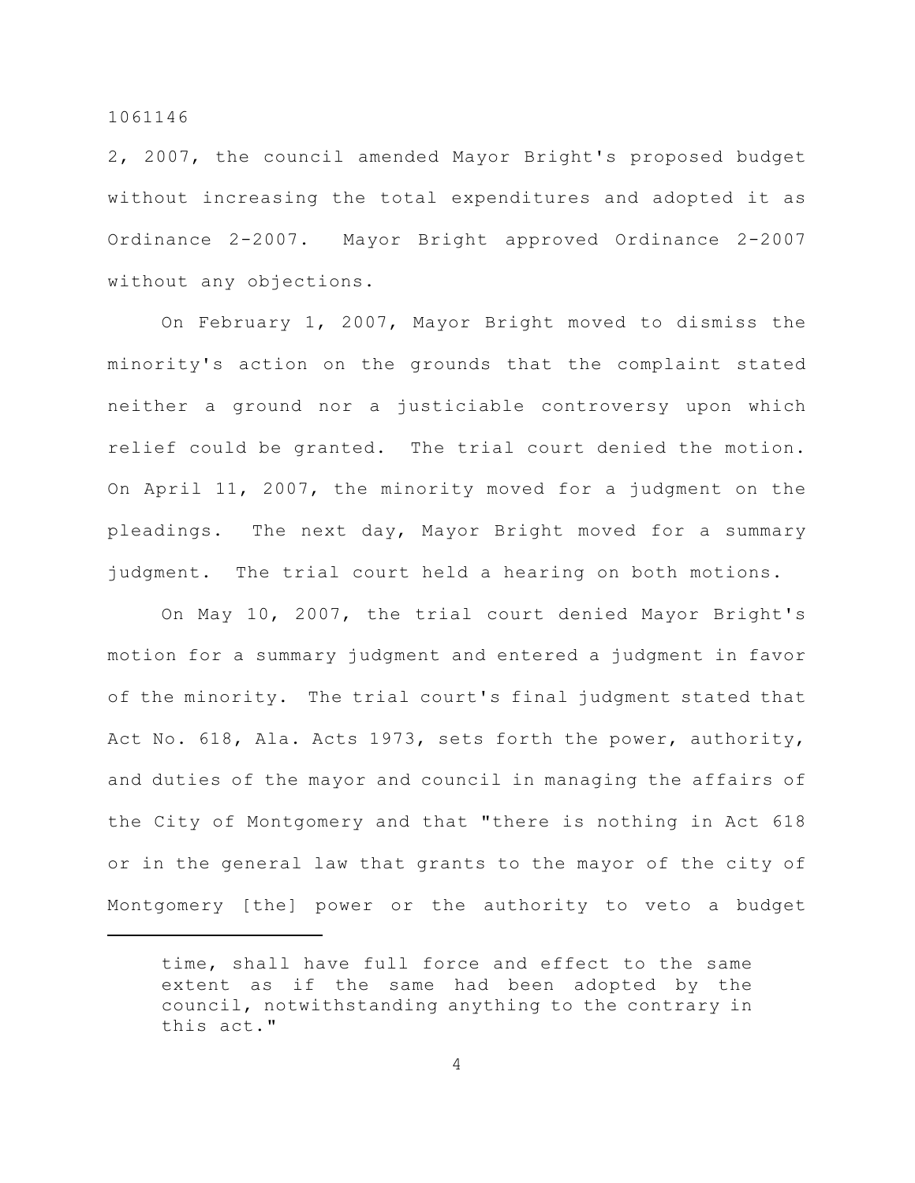2, 2007, the council amended Mayor Bright's proposed budget without increasing the total expenditures and adopted it as Ordinance 2-2007. Mayor Bright approved Ordinance 2-2007 without any objections.

On February 1, 2007, Mayor Bright moved to dismiss the minority's action on the grounds that the complaint stated neither a ground nor a justiciable controversy upon which relief could be granted. The trial court denied the motion. On April 11, 2007, the minority moved for a judgment on the pleadings. The next day, Mayor Bright moved for a summary judgment. The trial court held a hearing on both motions.

On May 10, 2007, the trial court denied Mayor Bright's motion for a summary judgment and entered a judgment in favor of the minority. The trial court's final judgment stated that Act No. 618, Ala. Acts 1973, sets forth the power, authority, and duties of the mayor and council in managing the affairs of the City of Montgomery and that "there is nothing in Act 618 or in the general law that grants to the mayor of the city of Montgomery [the] power or the authority to veto a budget

---

time, shall have full force and effect to the same extent as if the same had been adopted by the council, notwithstanding anything to the contrary in this act."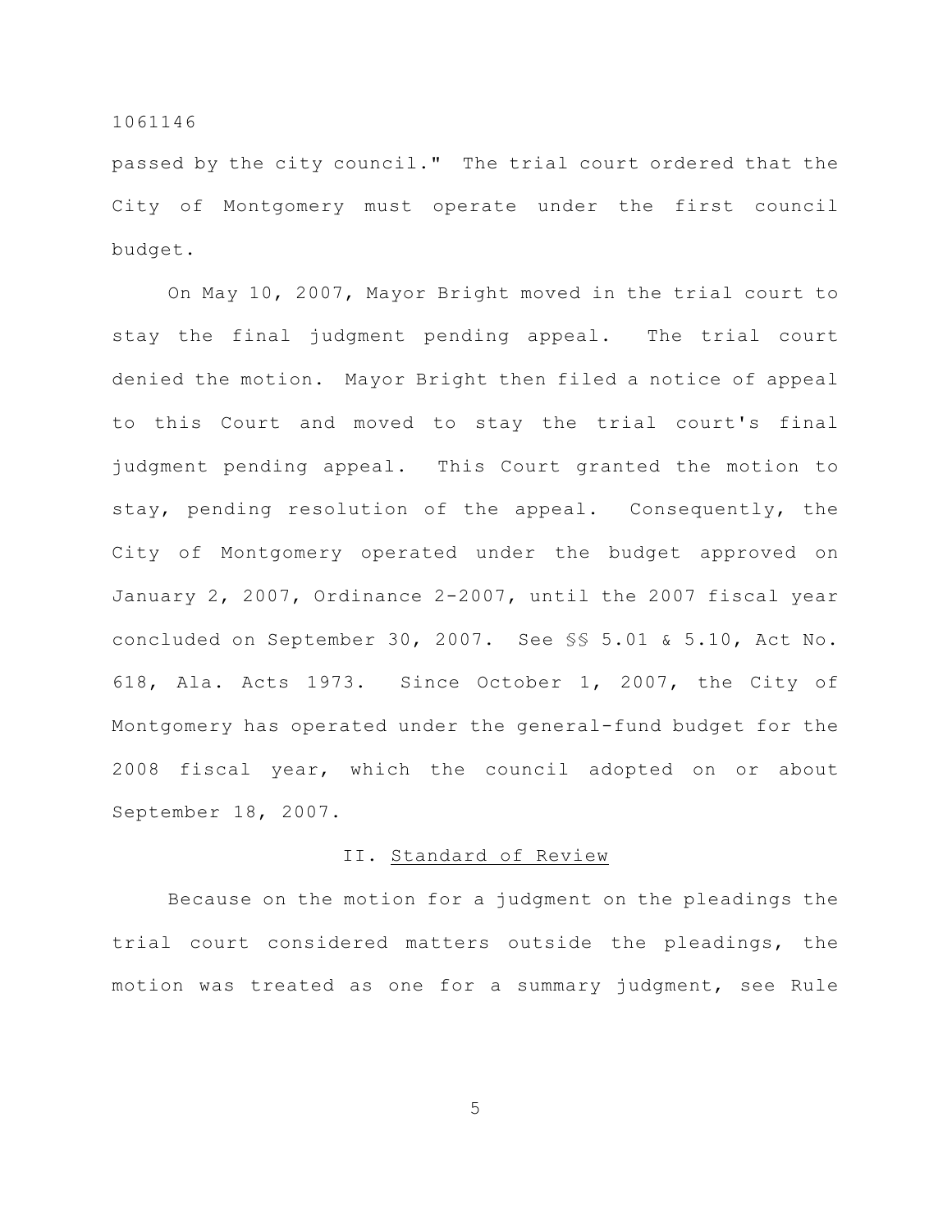passed by the city council." The trial court ordered that the City of Montgomery must operate under the first council budget.

On May 10, 2007, Mayor Bright moved in the trial court to stay the final judgment pending appeal. The trial court denied the motion. Mayor Bright then filed a notice of appeal to this Court and moved to stay the trial court's final judgment pending appeal. This Court granted the motion to stay, pending resolution of the appeal. Consequently, the City of Montgomery operated under the budget approved on January 2, 2007, Ordinance 2-2007, until the 2007 fiscal year concluded on September 30, 2007. See §§ 5.01 & 5.10, Act No. 618, Ala. Acts 1973. Since October 1, 2007, the City of Montgomery has operated under the general-fund budget for the 2008 fiscal year, which the council adopted on or about September 18, 2007.

## II. Standard of Review

Because on the motion for a judgment on the pleadings the trial court considered matters outside the pleadings, the motion was treated as one for a summary judgment, see Rule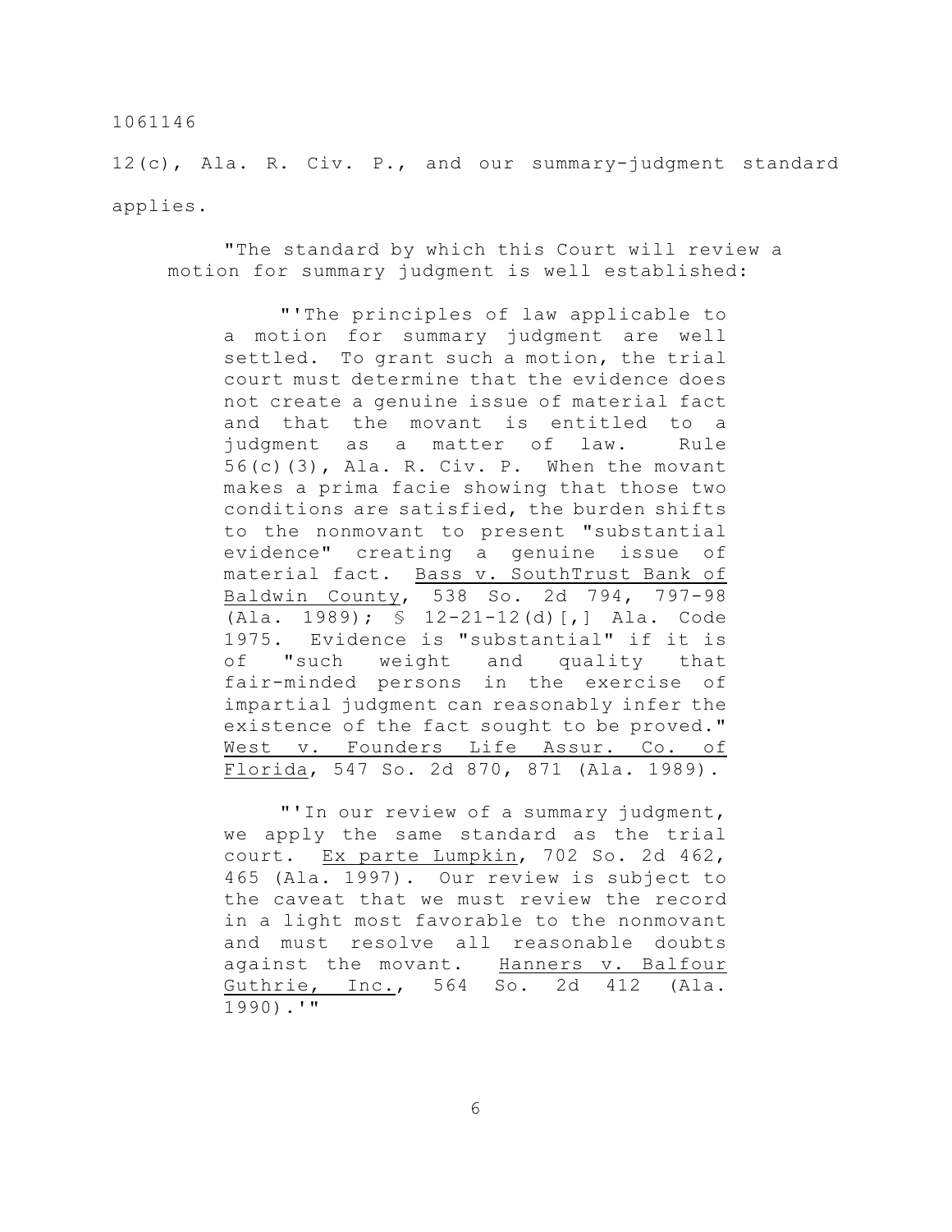12(c), Ala. R. Civ. P., and our summary-judgment standard applies.

> "The standard by which this Court will review a motion for summary judgment is well established:
>
> > "'The principles of law applicable to a motion for summary judgment are well settled. To grant such a motion, the trial court must determine that the evidence does not create a genuine issue of material fact and that the movant is entitled to a judgment as a matter of law. Rule 56(c)(3), Ala. R. Civ. P. When the movant makes a prima facie showing that those two conditions are satisfied, the burden shifts to the nonmovant to present "substantial evidence" creating a genuine issue of material fact. <u>Bass v. SouthTrust Bank of Baldwin County</u>, 538 So. 2d 794, 797-98 (Ala. 1989); § 12-21-12(d)[,] Ala. Code 1975. Evidence is "substantial" if it is of "such weight and quality that fair-minded persons in the exercise of impartial judgment can reasonably infer the existence of the fact sought to be proved." <u>West v. Founders Life Assur. Co. of Florida</u>, 547 So. 2d 870, 871 (Ala. 1989).
> >
> > "'In our review of a summary judgment, we apply the same standard as the trial court. <u>Ex parte Lumpkin</u>, 702 So. 2d 462, 465 (Ala. 1997). Our review is subject to the caveat that we must review the record in a light most favorable to the nonmovant and must resolve all reasonable doubts against the movant. <u>Hanners v. Balfour Guthrie, Inc.</u>, 564 So. 2d 412 (Ala. 1990).'"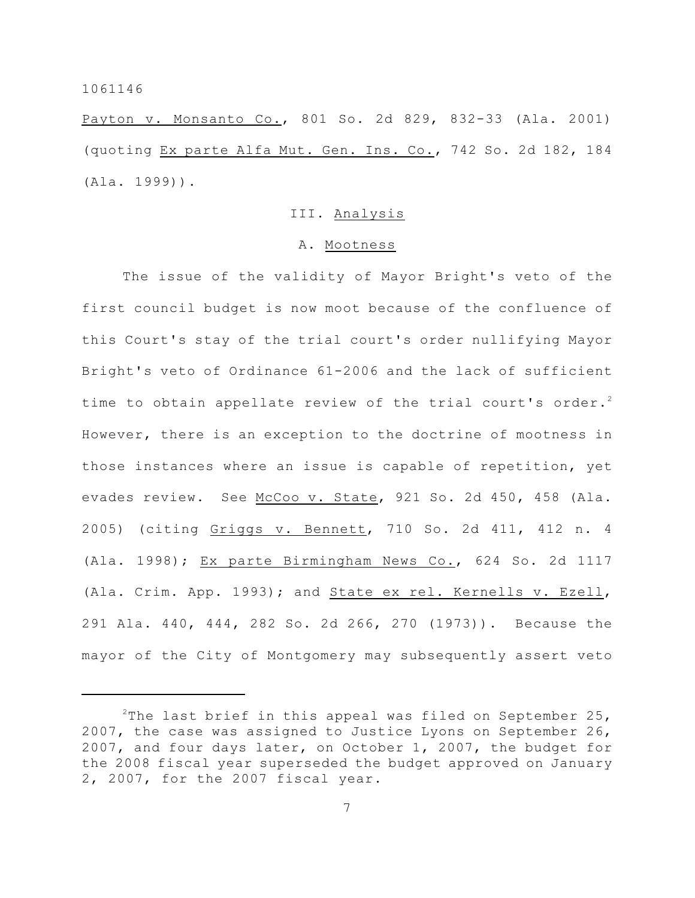Payton v. Monsanto Co., 801 So. 2d 829, 832-33 (Ala. 2001) (quoting Ex parte Alfa Mut. Gen. Ins. Co., 742 So. 2d 182, 184 (Ala. 1999)).

## III. Analysis

### A. Mootness

The issue of the validity of Mayor Bright's veto of the first council budget is now moot because of the confluence of this Court's stay of the trial court's order nullifying Mayor Bright's veto of Ordinance 61-2006 and the lack of sufficient time to obtain appellate review of the trial court's order.[2] However, there is an exception to the doctrine of mootness in those instances where an issue is capable of repetition, yet evades review. See McCoo v. State, 921 So. 2d 450, 458 (Ala. 2005) (citing Griggs v. Bennett, 710 So. 2d 411, 412 n. 4 (Ala. 1998); Ex parte Birmingham News Co., 624 So. 2d 1117 (Ala. Crim. App. 1993); and State ex rel. Kernells v. Ezell, 291 Ala. 440, 444, 282 So. 2d 266, 270 (1973)). Because the mayor of the City of Montgomery may subsequently assert veto

---

[2] The last brief in this appeal was filed on September 25, 2007, the case was assigned to Justice Lyons on September 26, 2007, and four days later, on October 1, 2007, the budget for the 2008 fiscal year superseded the budget approved on January 2, 2007, for the 2007 fiscal year.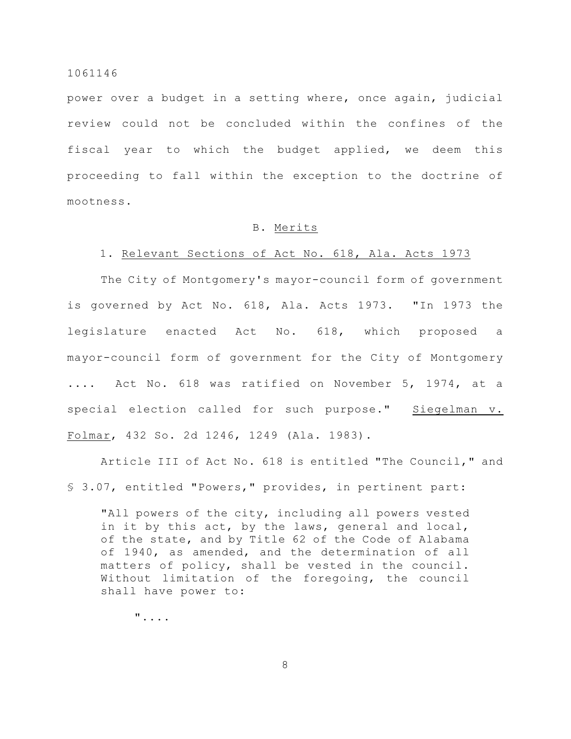power over a budget in a setting where, once again, judicial review could not be concluded within the confines of the fiscal year to which the budget applied, we deem this proceeding to fall within the exception to the doctrine of mootness.

### B. Merits

#### 1. Relevant Sections of Act No. 618, Ala. Acts 1973

The City of Montgomery's mayor-council form of government is governed by Act No. 618, Ala. Acts 1973. "In 1973 the legislature enacted Act No. 618, which proposed a mayor-council form of government for the City of Montgomery .... Act No. 618 was ratified on November 5, 1974, at a special election called for such purpose." Siegelman v. Folmar, 432 So. 2d 1246, 1249 (Ala. 1983).

Article III of Act No. 618 is entitled "The Council," and § 3.07, entitled "Powers," provides, in pertinent part:

> "All powers of the city, including all powers vested in it by this act, by the laws, general and local, of the state, and by Title 62 of the Code of Alabama of 1940, as amended, and the determination of all matters of policy, shall be vested in the council. Without limitation of the foregoing, the council shall have power to:
>
> "....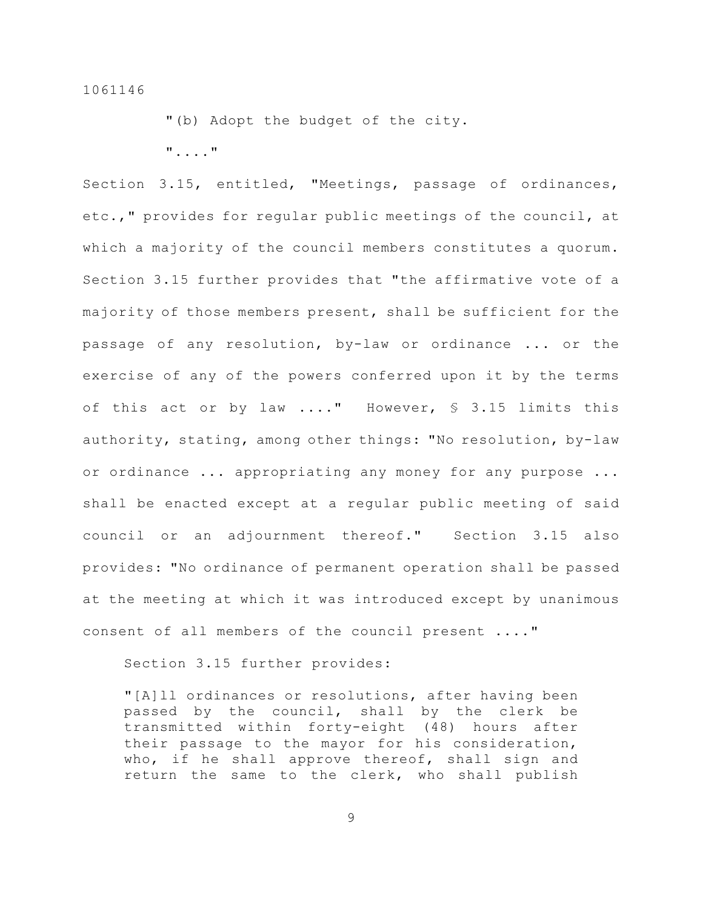"(b) Adopt the budget of the city.

"...."

Section 3.15, entitled, "Meetings, passage of ordinances, etc.," provides for regular public meetings of the council, at which a majority of the council members constitutes a quorum. Section 3.15 further provides that "the affirmative vote of a majority of those members present, shall be sufficient for the passage of any resolution, by-law or ordinance ... or the exercise of any of the powers conferred upon it by the terms of this act or by law ...." However, § 3.15 limits this authority, stating, among other things: "No resolution, by-law or ordinance ... appropriating any money for any purpose ... shall be enacted except at a regular public meeting of said council or an adjournment thereof." Section 3.15 also provides: "No ordinance of permanent operation shall be passed at the meeting at which it was introduced except by unanimous consent of all members of the council present ...."

Section 3.15 further provides:

> "[A]ll ordinances or resolutions, after having been passed by the council, shall by the clerk be transmitted within forty-eight (48) hours after their passage to the mayor for his consideration, who, if he shall approve thereof, shall sign and return the same to the clerk, who shall publish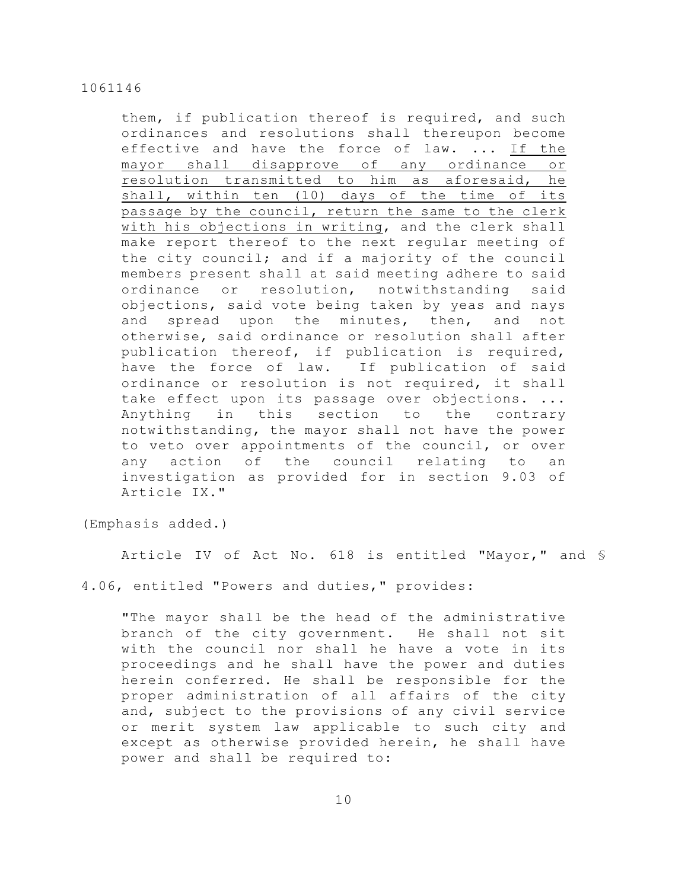> them, if publication thereof is required, and such ordinances and resolutions shall thereupon become effective and have the force of law. ... <u>If the mayor shall disapprove of any ordinance or resolution transmitted to him as aforesaid, he shall, within ten (10) days of the time of its passage by the council, return the same to the clerk with his objections in writing</u>, and the clerk shall make report thereof to the next regular meeting of the city council; and if a majority of the council members present shall at said meeting adhere to said ordinance or resolution, notwithstanding said objections, said vote being taken by yeas and nays and spread upon the minutes, then, and not otherwise, said ordinance or resolution shall after publication thereof, if publication is required, have the force of law. If publication of said ordinance or resolution is not required, it shall take effect upon its passage over objections. ... Anything in this section to the contrary notwithstanding, the mayor shall not have the power to veto over appointments of the council, or over any action of the council relating to an investigation as provided for in section 9.03 of Article IX."

(Emphasis added.)

Article IV of Act No. 618 is entitled "Mayor," and § 4.06, entitled "Powers and duties," provides:

> "The mayor shall be the head of the administrative branch of the city government. He shall not sit with the council nor shall he have a vote in its proceedings and he shall have the power and duties herein conferred. He shall be responsible for the proper administration of all affairs of the city and, subject to the provisions of any civil service or merit system law applicable to such city and except as otherwise provided herein, he shall have power and shall be required to: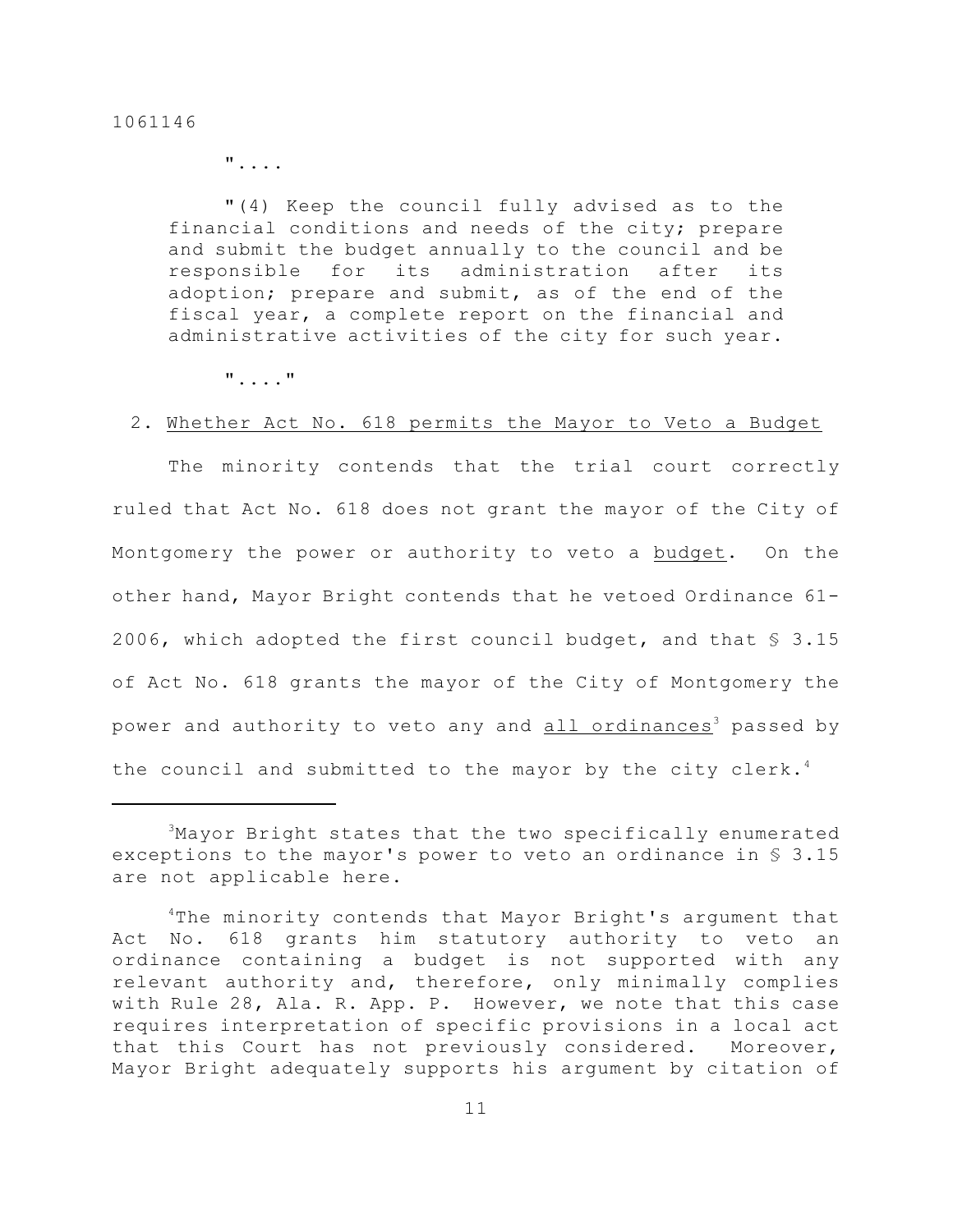"....

"(4) Keep the council fully advised as to the financial conditions and needs of the city; prepare and submit the budget annually to the council and be responsible for its administration after its adoption; prepare and submit, as of the end of the fiscal year, a complete report on the financial and administrative activities of the city for such year.

"...."

2. Whether Act No. 618 permits the Mayor to Veto a Budget

The minority contends that the trial court correctly ruled that Act No. 618 does not grant the mayor of the City of Montgomery the power or authority to veto a budget. On the other hand, Mayor Bright contends that he vetoed Ordinance 61-2006, which adopted the first council budget, and that § 3.15 of Act No. 618 grants the mayor of the City of Montgomery the power and authority to veto any and all ordinances[3] passed by the council and submitted to the mayor by the city clerk.[4]

---

[3]Mayor Bright states that the two specifically enumerated exceptions to the mayor's power to veto an ordinance in § 3.15 are not applicable here.

[4]The minority contends that Mayor Bright's argument that Act No. 618 grants him statutory authority to veto an ordinance containing a budget is not supported with any relevant authority and, therefore, only minimally complies with Rule 28, Ala. R. App. P. However, we note that this case requires interpretation of specific provisions in a local act that this Court has not previously considered. Moreover, Mayor Bright adequately supports his argument by citation of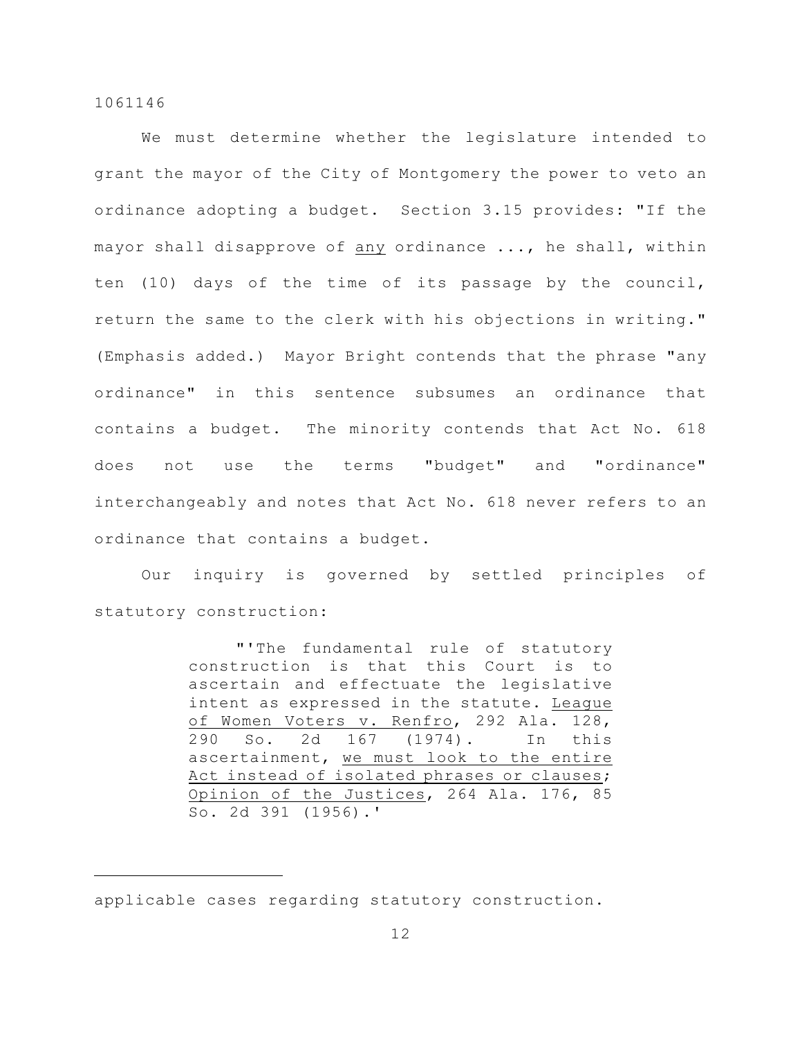We must determine whether the legislature intended to grant the mayor of the City of Montgomery the power to veto an ordinance adopting a budget. Section 3.15 provides: "If the mayor shall disapprove of <u>any</u> ordinance ..., he shall, within ten (10) days of the time of its passage by the council, return the same to the clerk with his objections in writing." (Emphasis added.) Mayor Bright contends that the phrase "any ordinance" in this sentence subsumes an ordinance that contains a budget. The minority contends that Act No. 618 does not use the terms "budget" and "ordinance" interchangeably and notes that Act No. 618 never refers to an ordinance that contains a budget.

Our inquiry is governed by settled principles of statutory construction:

> "'The fundamental rule of statutory construction is that this Court is to ascertain and effectuate the legislative intent as expressed in the statute. <u>League of Women Voters v. Renfro</u>, 292 Ala. 128, 290 So. 2d 167 (1974). In this ascertainment, <u>we must look to the entire Act instead of isolated phrases or clauses</u>; <u>Opinion of the Justices</u>, 264 Ala. 176, 85 So. 2d 391 (1956).'

---

applicable cases regarding statutory construction.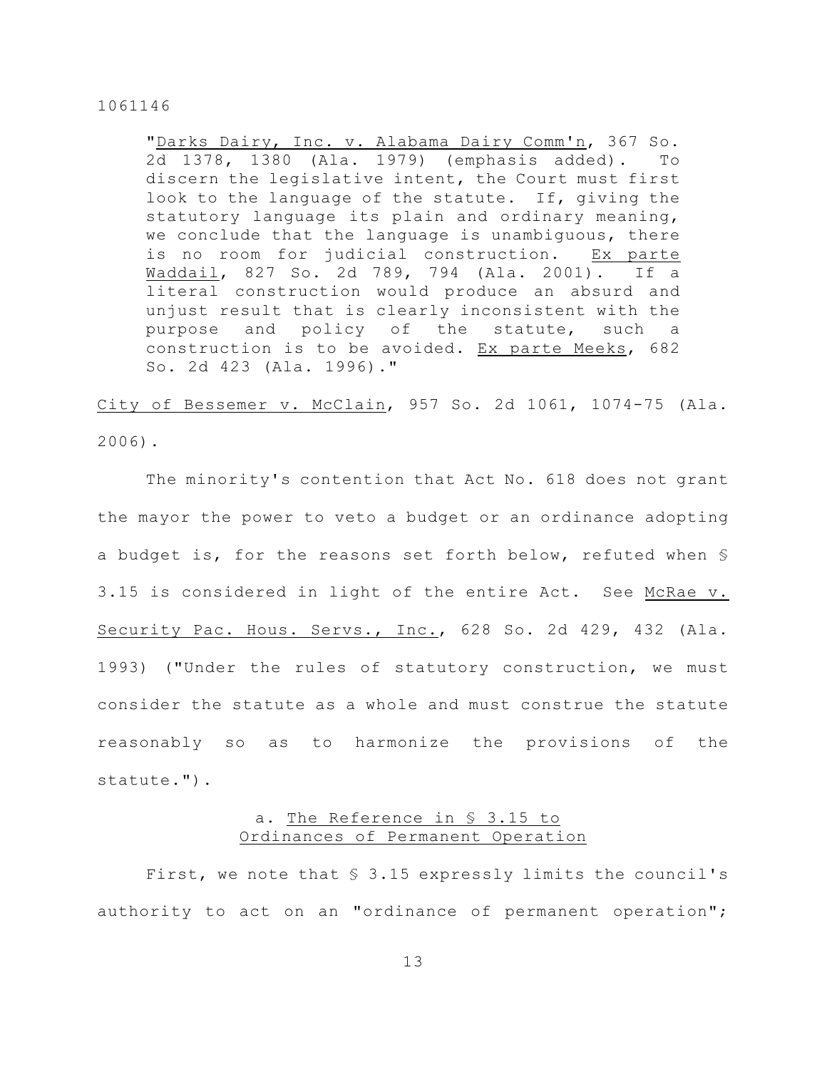> "*Darks Dairy, Inc. v. Alabama Dairy Comm'n*, 367 So. 2d 1378, 1380 (Ala. 1979) (emphasis added). To discern the legislative intent, the Court must first look to the language of the statute. If, giving the statutory language its plain and ordinary meaning, we conclude that the language is unambiguous, there is no room for judicial construction. *Ex parte Waddail*, 827 So. 2d 789, 794 (Ala. 2001). If a literal construction would produce an absurd and unjust result that is clearly inconsistent with the purpose and policy of the statute, such a construction is to be avoided. *Ex parte Meeks*, 682 So. 2d 423 (Ala. 1996)."

*City of Bessemer v. McClain*, 957 So. 2d 1061, 1074-75 (Ala. 2006).

The minority's contention that Act No. 618 does not grant the mayor the power to veto a budget or an ordinance adopting a budget is, for the reasons set forth below, refuted when § 3.15 is considered in light of the entire Act. See *McRae v. Security Pac. Hous. Servs., Inc.*, 628 So. 2d 429, 432 (Ala. 1993) ("Under the rules of statutory construction, we must consider the statute as a whole and must construe the statute reasonably so as to harmonize the provisions of the statute.").

a. *The Reference in § 3.15 to Ordinances of Permanent Operation*

First, we note that § 3.15 expressly limits the council's authority to act on an "ordinance of permanent operation";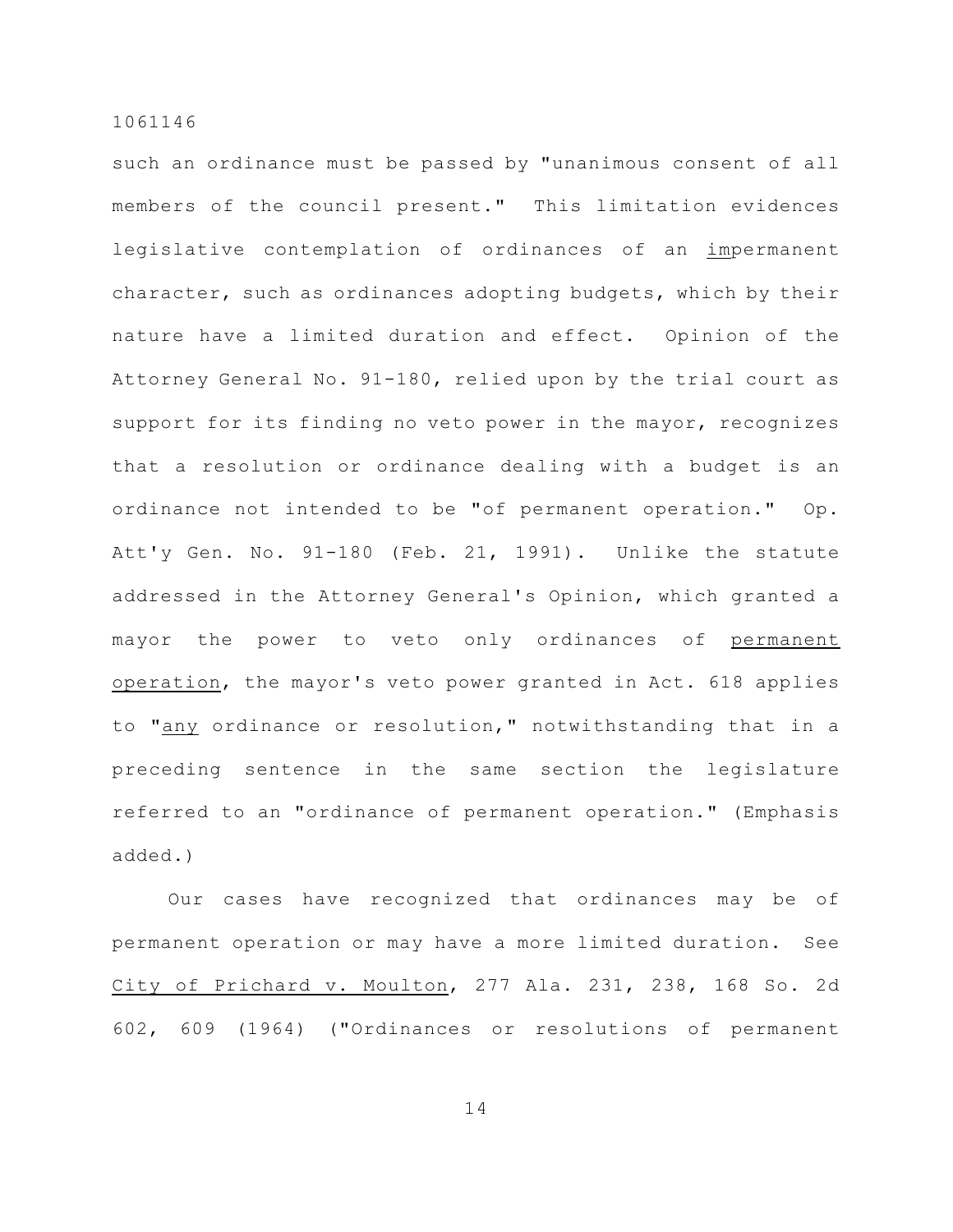such an ordinance must be passed by "unanimous consent of all members of the council present." This limitation evidences legislative contemplation of ordinances of an <u>im</u>permanent character, such as ordinances adopting budgets, which by their nature have a limited duration and effect. Opinion of the Attorney General No. 91-180, relied upon by the trial court as support for its finding no veto power in the mayor, recognizes that a resolution or ordinance dealing with a budget is an ordinance not intended to be "of permanent operation." Op. Att'y Gen. No. 91-180 (Feb. 21, 1991). Unlike the statute addressed in the Attorney General's Opinion, which granted a mayor the power to veto only ordinances of <u>permanent operation</u>, the mayor's veto power granted in Act. 618 applies to "<u>any</u> ordinance or resolution," notwithstanding that in a preceding sentence in the same section the legislature referred to an "ordinance of permanent operation." (Emphasis added.)

Our cases have recognized that ordinances may be of permanent operation or may have a more limited duration. See <u>City of Prichard v. Moulton</u>, 277 Ala. 231, 238, 168 So. 2d 602, 609 (1964) ("Ordinances or resolutions of permanent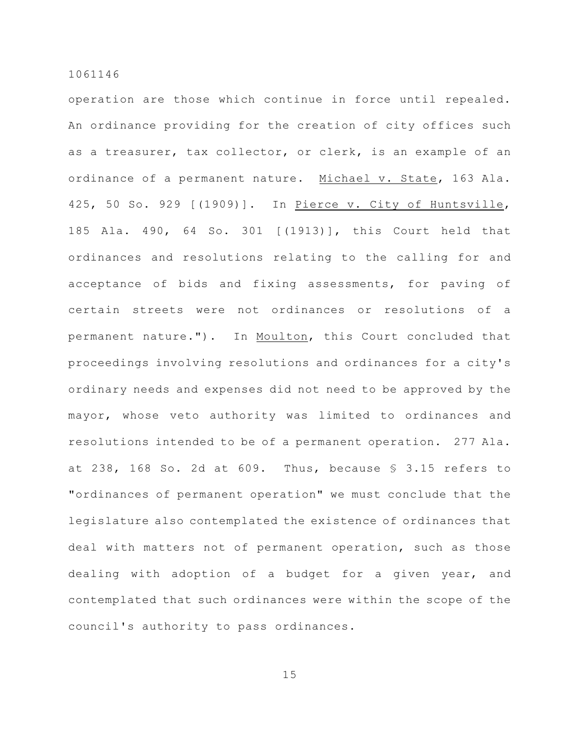operation are those which continue in force until repealed. An ordinance providing for the creation of city offices such as a treasurer, tax collector, or clerk, is an example of an ordinance of a permanent nature. Michael v. State, 163 Ala. 425, 50 So. 929 [(1909)]. In Pierce v. City of Huntsville, 185 Ala. 490, 64 So. 301 [(1913)], this Court held that ordinances and resolutions relating to the calling for and acceptance of bids and fixing assessments, for paving of certain streets were not ordinances or resolutions of a permanent nature."). In Moulton, this Court concluded that proceedings involving resolutions and ordinances for a city's ordinary needs and expenses did not need to be approved by the mayor, whose veto authority was limited to ordinances and resolutions intended to be of a permanent operation. 277 Ala. at 238, 168 So. 2d at 609. Thus, because § 3.15 refers to "ordinances of permanent operation" we must conclude that the legislature also contemplated the existence of ordinances that deal with matters not of permanent operation, such as those dealing with adoption of a budget for a given year, and contemplated that such ordinances were within the scope of the council's authority to pass ordinances.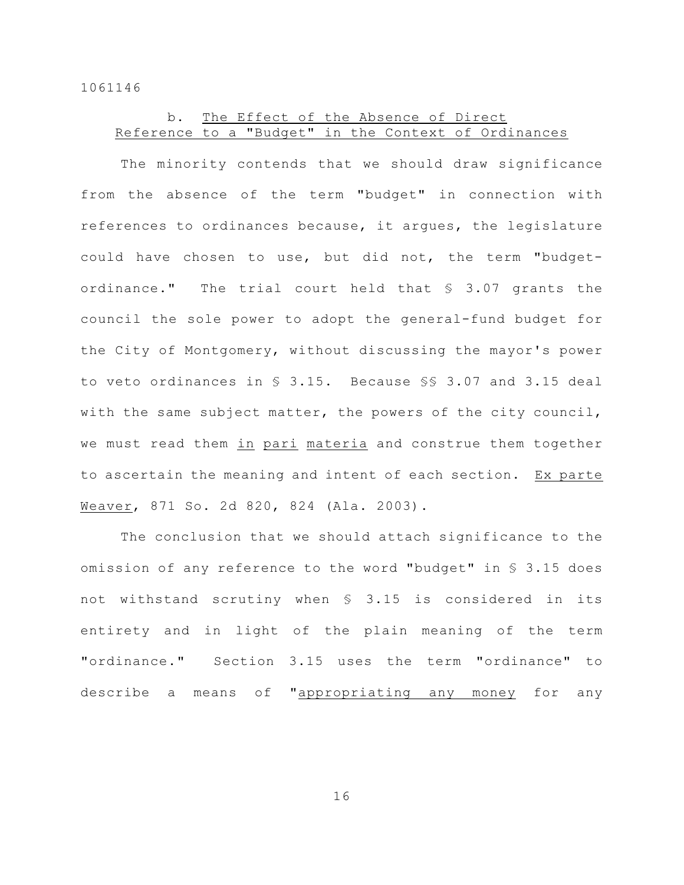### b. The Effect of the Absence of Direct Reference to a "Budget" in the Context of Ordinances

The minority contends that we should draw significance from the absence of the term "budget" in connection with references to ordinances because, it argues, the legislature could have chosen to use, but did not, the term "budget-ordinance." The trial court held that § 3.07 grants the council the sole power to adopt the general-fund budget for the City of Montgomery, without discussing the mayor's power to veto ordinances in § 3.15. Because §§ 3.07 and 3.15 deal with the same subject matter, the powers of the city council, we must read them *in pari materia* and construe them together to ascertain the meaning and intent of each section. *Ex parte Weaver*, 871 So. 2d 820, 824 (Ala. 2003).

The conclusion that we should attach significance to the omission of any reference to the word "budget" in § 3.15 does not withstand scrutiny when § 3.15 is considered in its entirety and in light of the plain meaning of the term "ordinance." Section 3.15 uses the term "ordinance" to describe a means of "appropriating any money for any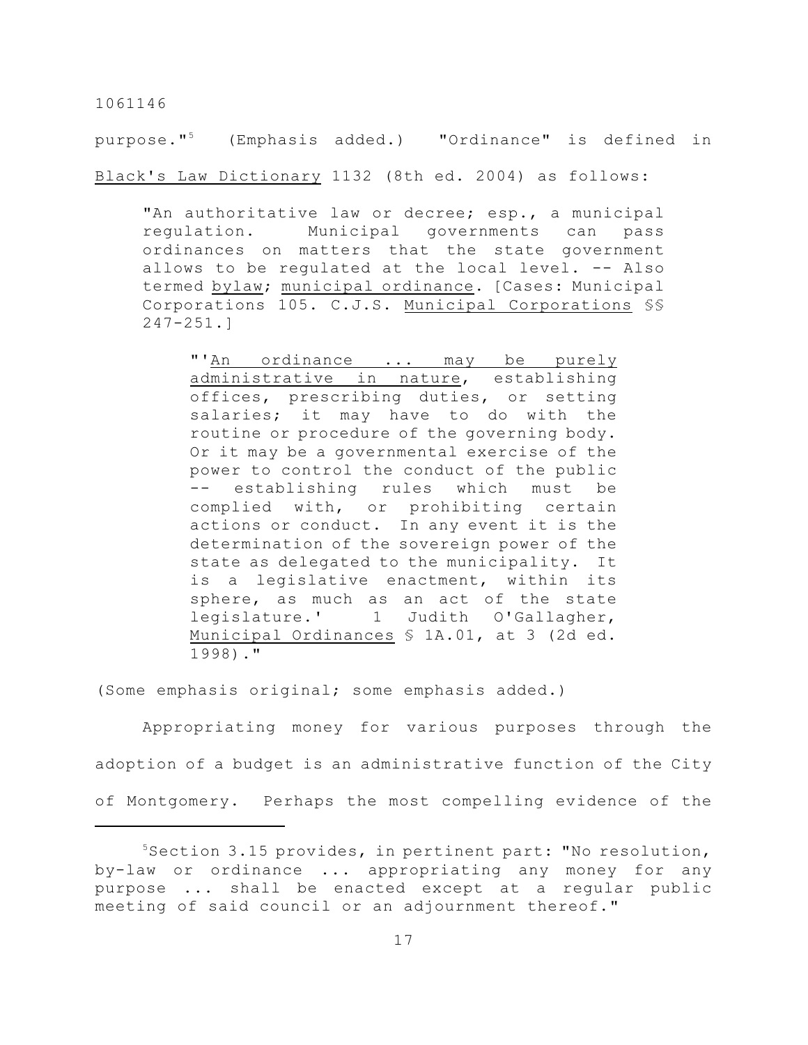purpose."[5] (Emphasis added.) "Ordinance" is defined in <u>Black's Law Dictionary</u> 1132 (8th ed. 2004) as follows:

> "An authoritative law or decree; esp., a municipal regulation. Municipal governments can pass ordinances on matters that the state government allows to be regulated at the local level. -- Also termed <u>bylaw</u>; <u>municipal ordinance</u>. [Cases: Municipal Corporations 105. C.J.S. <u>Municipal Corporations</u> §§ 247-251.]
>
> > "'<u>An ordinance ... may be purely administrative in nature</u>, establishing offices, prescribing duties, or setting salaries; it may have to do with the routine or procedure of the governing body. Or it may be a governmental exercise of the power to control the conduct of the public -- establishing rules which must be complied with, or prohibiting certain actions or conduct. In any event it is the determination of the sovereign power of the state as delegated to the municipality. It is a legislative enactment, within its sphere, as much as an act of the state legislature.' 1 Judith O'Gallagher, <u>Municipal Ordinances</u> § 1A.01, at 3 (2d ed. 1998)."

(Some emphasis original; some emphasis added.)

Appropriating money for various purposes through the adoption of a budget is an administrative function of the City of Montgomery. Perhaps the most compelling evidence of the

---

[5] Section 3.15 provides, in pertinent part: "No resolution, by-law or ordinance ... appropriating any money for any purpose ... shall be enacted except at a regular public meeting of said council or an adjournment thereof."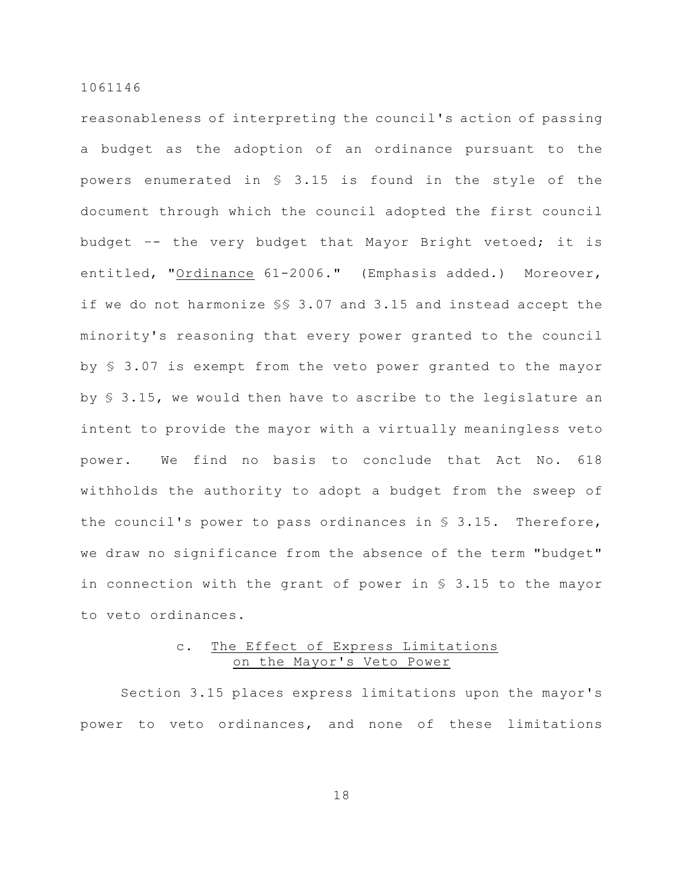reasonableness of interpreting the council's action of passing a budget as the adoption of an ordinance pursuant to the powers enumerated in § 3.15 is found in the style of the document through which the council adopted the first council budget -- the very budget that Mayor Bright vetoed; it is entitled, "Ordinance 61-2006." (Emphasis added.) Moreover, if we do not harmonize §§ 3.07 and 3.15 and instead accept the minority's reasoning that every power granted to the council by § 3.07 is exempt from the veto power granted to the mayor by § 3.15, we would then have to ascribe to the legislature an intent to provide the mayor with a virtually meaningless veto power. We find no basis to conclude that Act No. 618 withholds the authority to adopt a budget from the sweep of the council's power to pass ordinances in § 3.15. Therefore, we draw no significance from the absence of the term "budget" in connection with the grant of power in § 3.15 to the mayor to veto ordinances.

### c. The Effect of Express Limitations on the Mayor's Veto Power

Section 3.15 places express limitations upon the mayor's power to veto ordinances, and none of these limitations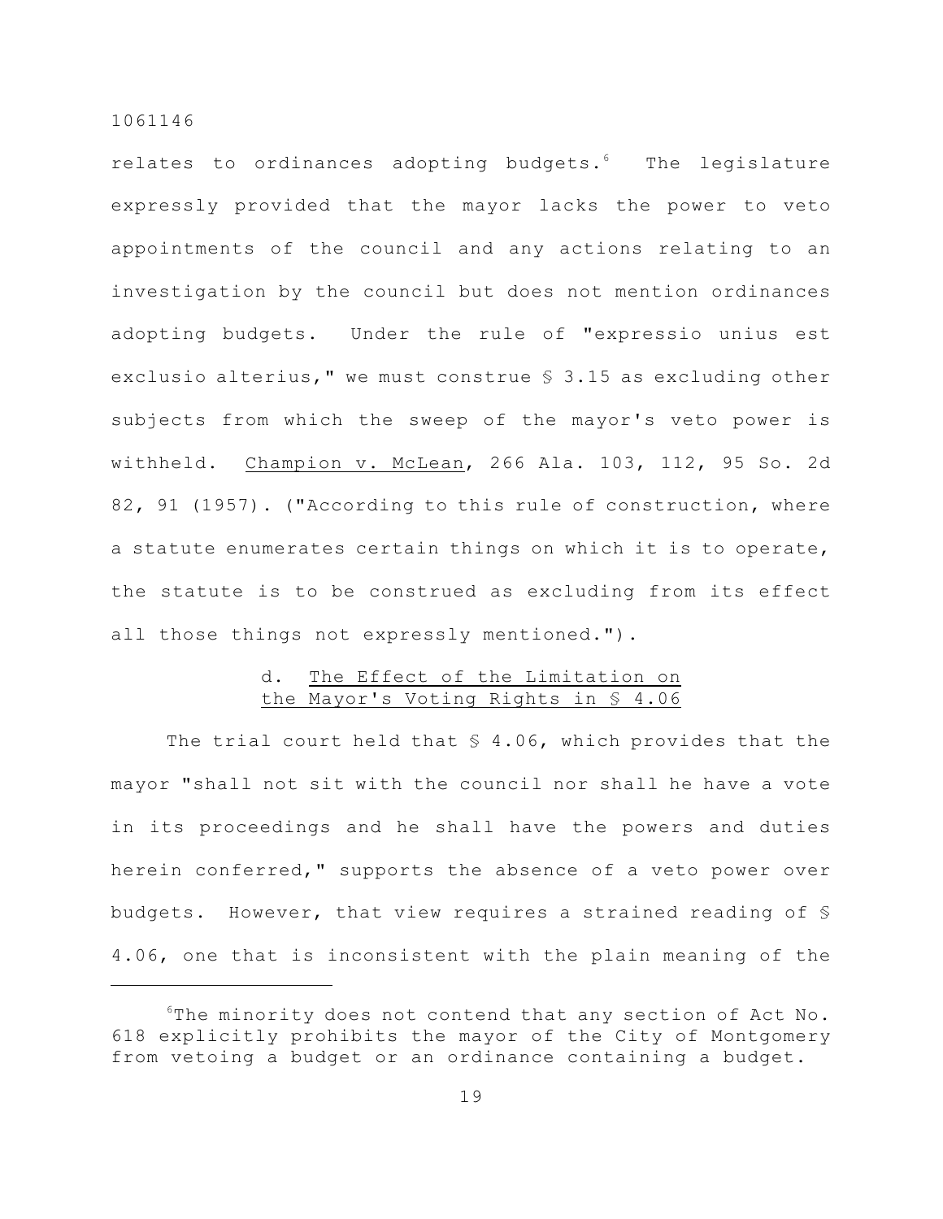relates to ordinances adopting budgets.[6] The legislature expressly provided that the mayor lacks the power to veto appointments of the council and any actions relating to an investigation by the council but does not mention ordinances adopting budgets. Under the rule of "expressio unius est exclusio alterius," we must construe § 3.15 as excluding other subjects from which the sweep of the mayor's veto power is withheld. Champion v. McLean, 266 Ala. 103, 112, 95 So. 2d 82, 91 (1957). ("According to this rule of construction, where a statute enumerates certain things on which it is to operate, the statute is to be construed as excluding from its effect all those things not expressly mentioned.").

d. The Effect of the Limitation on the Mayor's Voting Rights in § 4.06

The trial court held that § 4.06, which provides that the mayor "shall not sit with the council nor shall he have a vote in its proceedings and he shall have the powers and duties herein conferred," supports the absence of a veto power over budgets. However, that view requires a strained reading of § 4.06, one that is inconsistent with the plain meaning of the

---

[6]The minority does not contend that any section of Act No. 618 explicitly prohibits the mayor of the City of Montgomery from vetoing a budget or an ordinance containing a budget.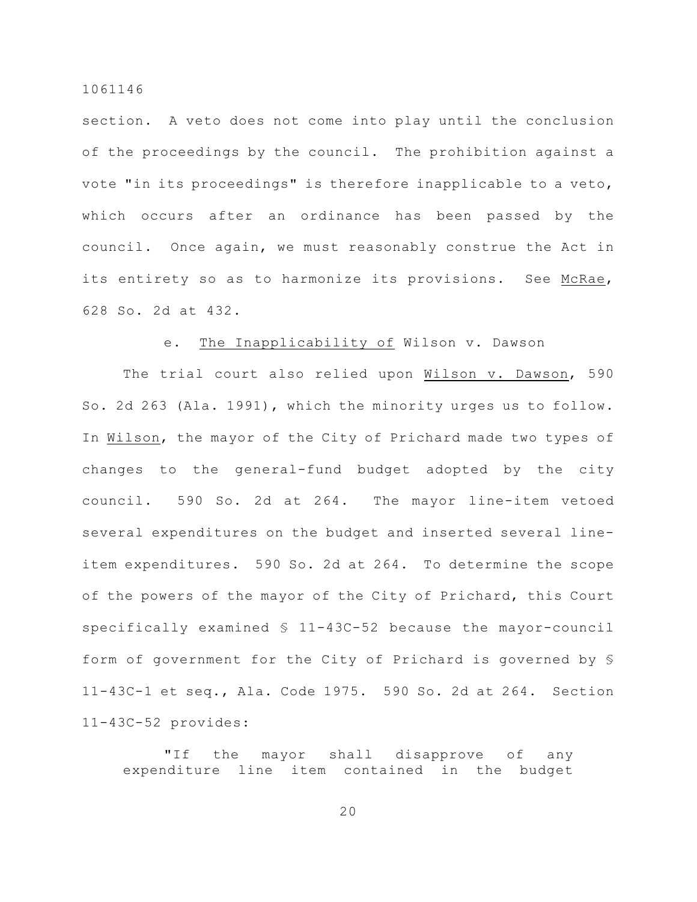section. A veto does not come into play until the conclusion of the proceedings by the council. The prohibition against a vote "in its proceedings" is therefore inapplicable to a veto, which occurs after an ordinance has been passed by the council. Once again, we must reasonably construe the Act in its entirety so as to harmonize its provisions. See McRae, 628 So. 2d at 432.

e. The Inapplicability of *Wilson v. Dawson*

The trial court also relied upon Wilson v. Dawson, 590 So. 2d 263 (Ala. 1991), which the minority urges us to follow. In Wilson, the mayor of the City of Prichard made two types of changes to the general-fund budget adopted by the city council. 590 So. 2d at 264. The mayor line-item vetoed several expenditures on the budget and inserted several line-item expenditures. 590 So. 2d at 264. To determine the scope of the powers of the mayor of the City of Prichard, this Court specifically examined § 11-43C-52 because the mayor-council form of government for the City of Prichard is governed by § 11-43C-1 et seq., Ala. Code 1975. 590 So. 2d at 264. Section 11-43C-52 provides:

> "If the mayor shall disapprove of any expenditure line item contained in the budget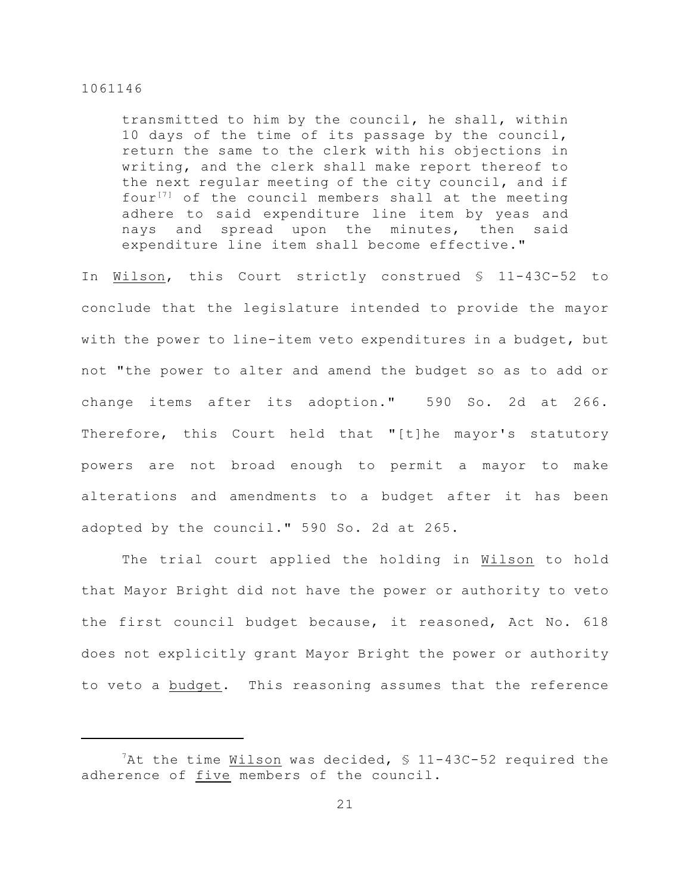> transmitted to him by the council, he shall, within 10 days of the time of its passage by the council, return the same to the clerk with his objections in writing, and the clerk shall make report thereof to the next regular meeting of the city council, and if four[7] of the council members shall at the meeting adhere to said expenditure line item by yeas and nays and spread upon the minutes, then said expenditure line item shall become effective."

In Wilson, this Court strictly construed § 11-43C-52 to conclude that the legislature intended to provide the mayor with the power to line-item veto expenditures in a budget, but not "the power to alter and amend the budget so as to add or change items after its adoption." 590 So. 2d at 266. Therefore, this Court held that "[t]he mayor's statutory powers are not broad enough to permit a mayor to make alterations and amendments to a budget after it has been adopted by the council." 590 So. 2d at 265.

The trial court applied the holding in Wilson to hold that Mayor Bright did not have the power or authority to veto the first council budget because, it reasoned, Act No. 618 does not explicitly grant Mayor Bright the power or authority to veto a budget. This reasoning assumes that the reference

---

[7] At the time Wilson was decided, § 11-43C-52 required the adherence of five members of the council.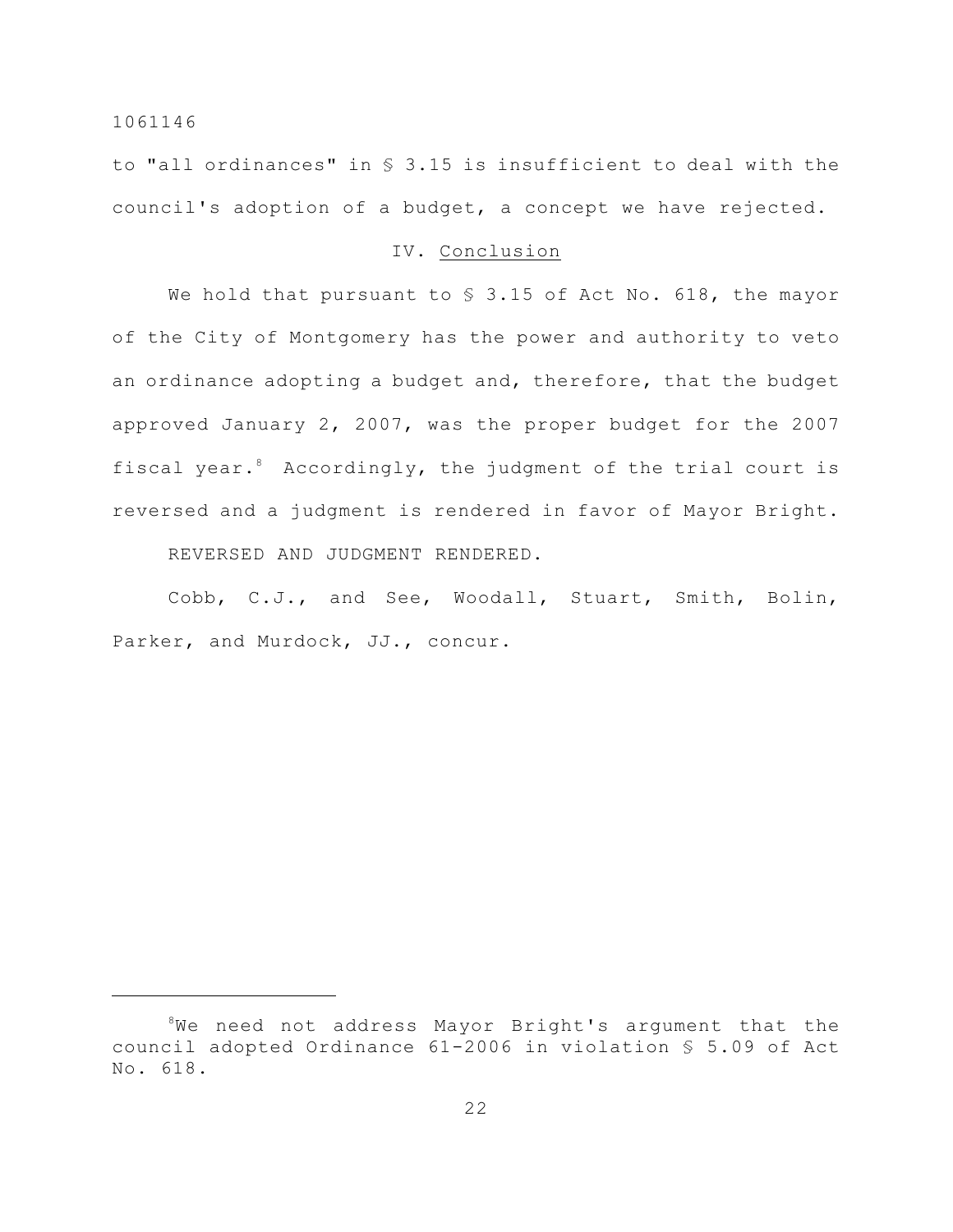to "all ordinances" in § 3.15 is insufficient to deal with the council's adoption of a budget, a concept we have rejected.

## IV. Conclusion

We hold that pursuant to § 3.15 of Act No. 618, the mayor of the City of Montgomery has the power and authority to veto an ordinance adopting a budget and, therefore, that the budget approved January 2, 2007, was the proper budget for the 2007 fiscal year.[8] Accordingly, the judgment of the trial court is reversed and a judgment is rendered in favor of Mayor Bright.

REVERSED AND JUDGMENT RENDERED.

Cobb, C.J., and See, Woodall, Stuart, Smith, Bolin, Parker, and Murdock, JJ., concur.

---

[8]We need not address Mayor Bright's argument that the council adopted Ordinance 61-2006 in violation § 5.09 of Act No. 618.